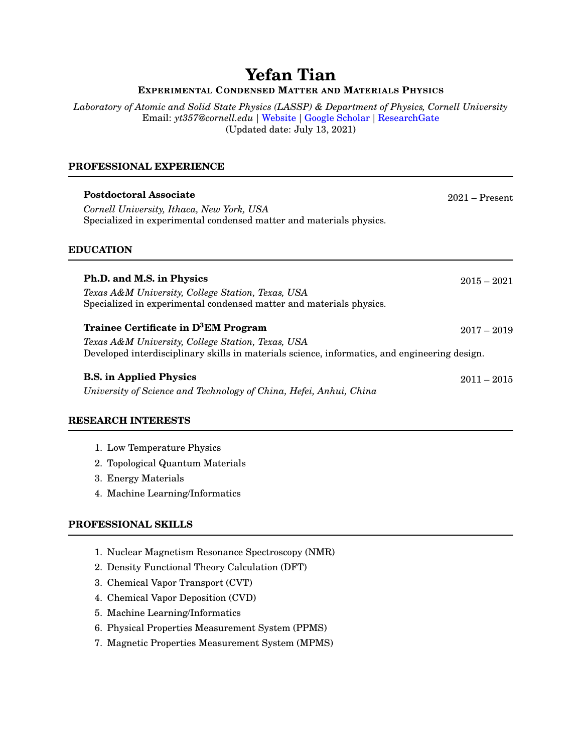# Yefan Tian

**EXPERIMENTAL CONDENSED MATTER AND MATERIALS PHYSICS**

*Laboratory of Atomic and Solid State Physics (LASSP) & Department of Physics, Cornell University*
Email: *yt357@cornell.edu* | Website | Google Scholar | ResearchGate
(Updated date: July 13, 2021)

## PROFESSIONAL EXPERIENCE

**Postdoctoral Associate** — 2021 – Present
*Cornell University, Ithaca, New York, USA*
Specialized in experimental condensed matter and materials physics.

## EDUCATION

**Ph.D. and M.S. in Physics** — 2015 – 2021
*Texas A&M University, College Station, Texas, USA*
Specialized in experimental condensed matter and materials physics.

**Trainee Certificate in D$^3$EM Program** — 2017 – 2019
*Texas A&M University, College Station, Texas, USA*
Developed interdisciplinary skills in materials science, informatics, and engineering design.

**B.S. in Applied Physics** — 2011 – 2015
*University of Science and Technology of China, Hefei, Anhui, China*

## RESEARCH INTERESTS

1. Low Temperature Physics
2. Topological Quantum Materials
3. Energy Materials
4. Machine Learning/Informatics

## PROFESSIONAL SKILLS

1. Nuclear Magnetism Resonance Spectroscopy (NMR)
2. Density Functional Theory Calculation (DFT)
3. Chemical Vapor Transport (CVT)
4. Chemical Vapor Deposition (CVD)
5. Machine Learning/Informatics
6. Physical Properties Measurement System (PPMS)
7. Magnetic Properties Measurement System (MPMS)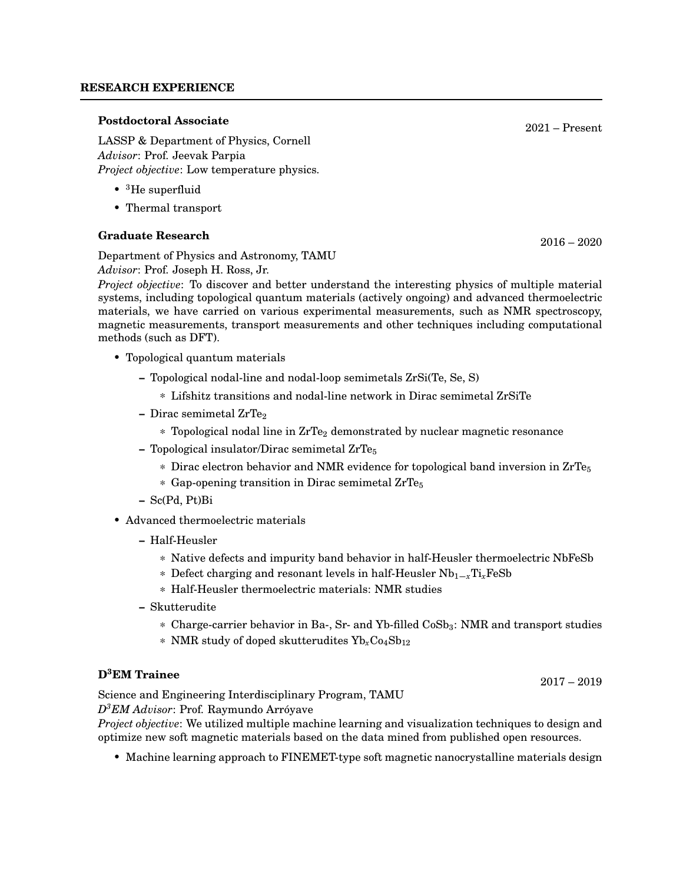## RESEARCH EXPERIENCE

**Postdoctoral Associate** 2021 – Present

LASSP & Department of Physics, Cornell
*Advisor*: Prof. Jeevak Parpia
*Project objective*: Low temperature physics.

- $^3$He superfluid
- Thermal transport

**Graduate Research** 2016 – 2020

Department of Physics and Astronomy, TAMU
*Advisor*: Prof. Joseph H. Ross, Jr.
*Project objective*: To discover and better understand the interesting physics of multiple material systems, including topological quantum materials (actively ongoing) and advanced thermoelectric materials, we have carried on various experimental measurements, such as NMR spectroscopy, magnetic measurements, transport measurements and other techniques including computational methods (such as DFT).

- Topological quantum materials
  - Topological nodal-line and nodal-loop semimetals ZrSi(Te, Se, S)
    - Lifshitz transitions and nodal-line network in Dirac semimetal ZrSiTe
  - Dirac semimetal $ZrTe_2$
    - Topological nodal line in $ZrTe_2$ demonstrated by nuclear magnetic resonance
  - Topological insulator/Dirac semimetal $ZrTe_5$
    - Dirac electron behavior and NMR evidence for topological band inversion in $ZrTe_5$
    - Gap-opening transition in Dirac semimetal $ZrTe_5$
  - Sc(Pd, Pt)Bi
- Advanced thermoelectric materials
  - Half-Heusler
    - Native defects and impurity band behavior in half-Heusler thermoelectric NbFeSb
    - Defect charging and resonant levels in half-Heusler $Nb_{1-x}Ti_xFeSb$
    - Half-Heusler thermoelectric materials: NMR studies
  - Skutterudite
    - Charge-carrier behavior in Ba-, Sr- and Yb-filled $CoSb_3$: NMR and transport studies
    - NMR study of doped skutterudites $Yb_xCo_4Sb_{12}$

**D$^3$EM Trainee** 2017 – 2019

Science and Engineering Interdisciplinary Program, TAMU
*D$^3$EM Advisor*: Prof. Raymundo Arróyave
*Project objective*: We utilized multiple machine learning and visualization techniques to design and optimize new soft magnetic materials based on the data mined from published open resources.

- Machine learning approach to FINEMET-type soft magnetic nanocrystalline materials design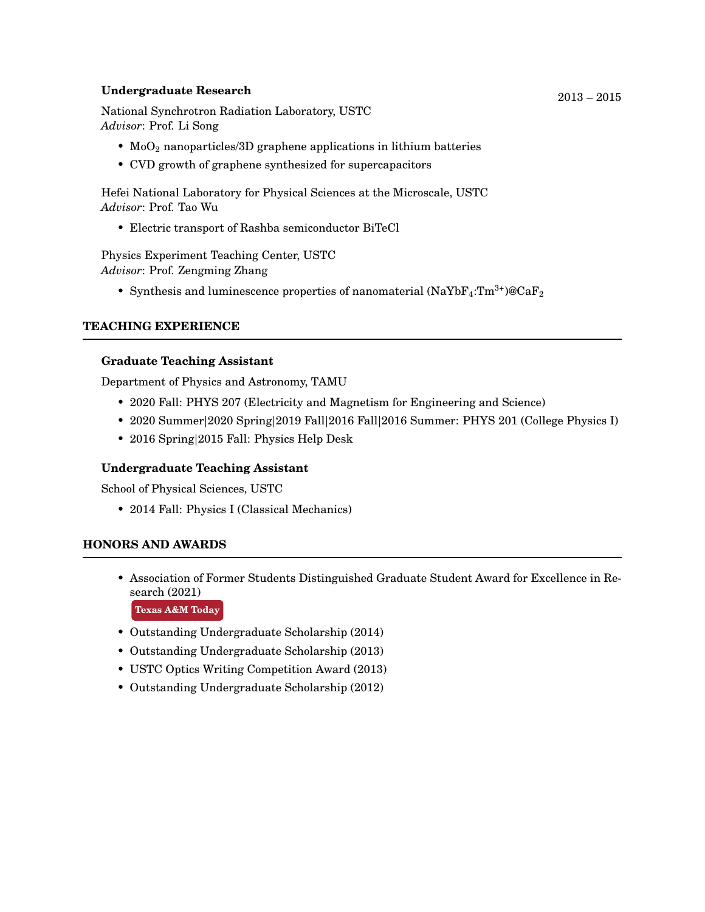### Undergraduate Research

2013 – 2015

National Synchrotron Radiation Laboratory, USTC
*Advisor*: Prof. Li Song

- $MoO_2$ nanoparticles/3D graphene applications in lithium batteries
- CVD growth of graphene synthesized for supercapacitors

Hefei National Laboratory for Physical Sciences at the Microscale, USTC
*Advisor*: Prof. Tao Wu

- Electric transport of Rashba semiconductor BiTeCl

Physics Experiment Teaching Center, USTC
*Advisor*: Prof. Zengming Zhang

- Synthesis and luminescence properties of nanomaterial ($NaYbF_4$:$Tm^{3+}$)@$CaF_2$

## TEACHING EXPERIENCE

### Graduate Teaching Assistant

Department of Physics and Astronomy, TAMU

- 2020 Fall: PHYS 207 (Electricity and Magnetism for Engineering and Science)
- 2020 Summer|2020 Spring|2019 Fall|2016 Fall|2016 Summer: PHYS 201 (College Physics I)
- 2016 Spring|2015 Fall: Physics Help Desk

### Undergraduate Teaching Assistant

School of Physical Sciences, USTC

- 2014 Fall: Physics I (Classical Mechanics)

## HONORS AND AWARDS

- Association of Former Students Distinguished Graduate Student Award for Excellence in Research (2021)
  Texas A&M Today
- Outstanding Undergraduate Scholarship (2014)
- Outstanding Undergraduate Scholarship (2013)
- USTC Optics Writing Competition Award (2013)
- Outstanding Undergraduate Scholarship (2012)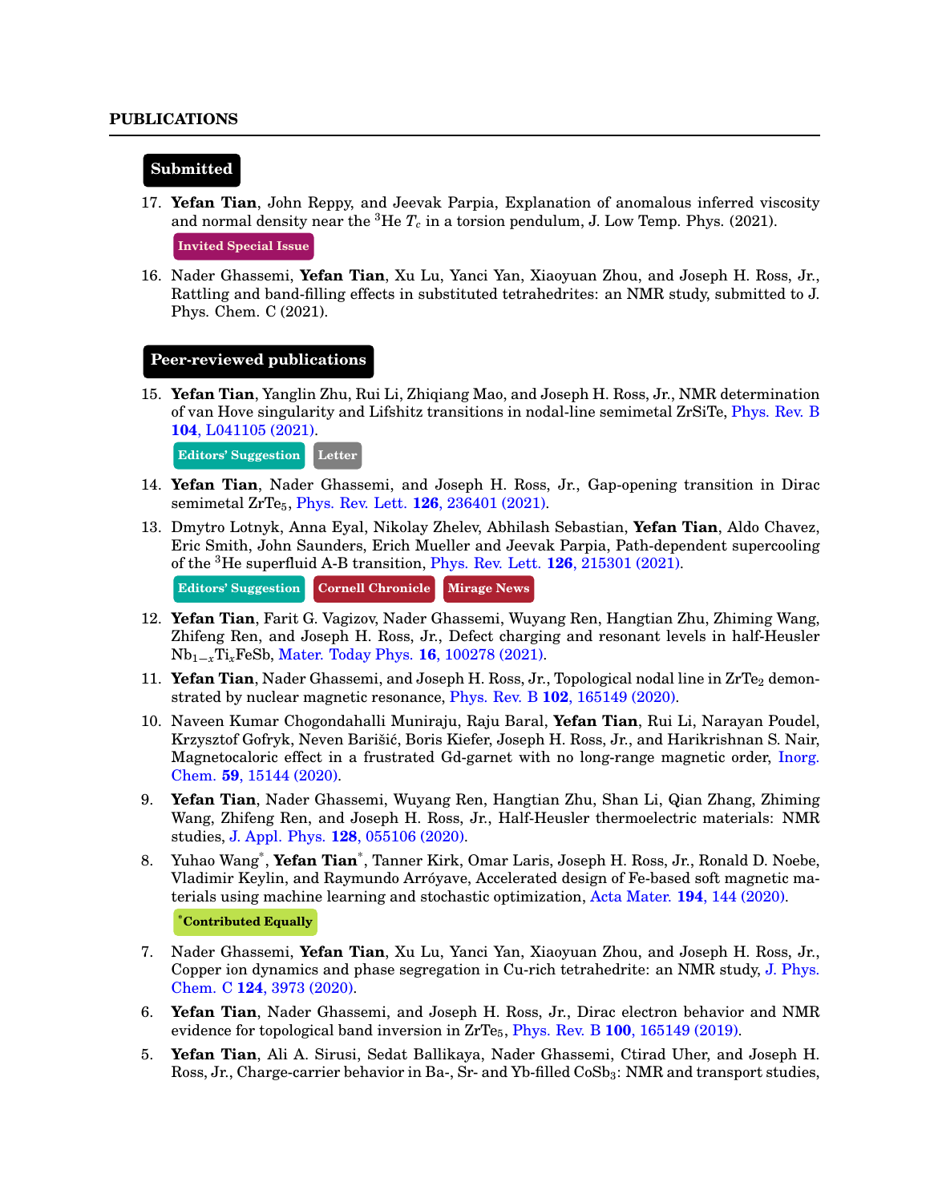## PUBLICATIONS

### Submitted

17. **Yefan Tian**, John Reppy, and Jeevak Parpia, Explanation of anomalous inferred viscosity and normal density near the $^3$He $T_c$ in a torsion pendulum, J. Low Temp. Phys. (2021).
    **Invited Special Issue**

16. Nader Ghassemi, **Yefan Tian**, Xu Lu, Yanci Yan, Xiaoyuan Zhou, and Joseph H. Ross, Jr., Rattling and band-filling effects in substituted tetrahedrites: an NMR study, submitted to J. Phys. Chem. C (2021).

### Peer-reviewed publications

15. **Yefan Tian**, Yanglin Zhu, Rui Li, Zhiqiang Mao, and Joseph H. Ross, Jr., NMR determination of van Hove singularity and Lifshitz transitions in nodal-line semimetal ZrSiTe, Phys. Rev. B **104**, L041105 (2021).
    **Editors' Suggestion** **Letter**

14. **Yefan Tian**, Nader Ghassemi, and Joseph H. Ross, Jr., Gap-opening transition in Dirac semimetal $ZrTe_5$, Phys. Rev. Lett. **126**, 236401 (2021).

13. Dmytro Lotnyk, Anna Eyal, Nikolay Zhelev, Abhilash Sebastian, **Yefan Tian**, Aldo Chavez, Eric Smith, John Saunders, Erich Mueller and Jeevak Parpia, Path-dependent supercooling of the $^3$He superfluid A-B transition, Phys. Rev. Lett. **126**, 215301 (2021).
    **Editors' Suggestion** **Cornell Chronicle** **Mirage News**

12. **Yefan Tian**, Farit G. Vagizov, Nader Ghassemi, Wuyang Ren, Hangtian Zhu, Zhiming Wang, Zhifeng Ren, and Joseph H. Ross, Jr., Defect charging and resonant levels in half-Heusler $Nb_{1-x}Ti_xFeSb$, Mater. Today Phys. **16**, 100278 (2021).

11. **Yefan Tian**, Nader Ghassemi, and Joseph H. Ross, Jr., Topological nodal line in $ZrTe_2$ demonstrated by nuclear magnetic resonance, Phys. Rev. B **102**, 165149 (2020).

10. Naveen Kumar Chogondahalli Muniraju, Raju Baral, **Yefan Tian**, Rui Li, Narayan Poudel, Krzysztof Gofryk, Neven Barišić, Boris Kiefer, Joseph H. Ross, Jr., and Harikrishnan S. Nair, Magnetocaloric effect in a frustrated Gd-garnet with no long-range magnetic order, Inorg. Chem. **59**, 15144 (2020).

9. **Yefan Tian**, Nader Ghassemi, Wuyang Ren, Hangtian Zhu, Shan Li, Qian Zhang, Zhiming Wang, Zhifeng Ren, and Joseph H. Ross, Jr., Half-Heusler thermoelectric materials: NMR studies, J. Appl. Phys. **128**, 055106 (2020).

8. Yuhao Wang*, **Yefan Tian***, Tanner Kirk, Omar Laris, Joseph H. Ross, Jr., Ronald D. Noebe, Vladimir Keylin, and Raymundo Arróyave, Accelerated design of Fe-based soft magnetic materials using machine learning and stochastic optimization, Acta Mater. **194**, 144 (2020).
    ***Contributed Equally**

7. Nader Ghassemi, **Yefan Tian**, Xu Lu, Yanci Yan, Xiaoyuan Zhou, and Joseph H. Ross, Jr., Copper ion dynamics and phase segregation in Cu-rich tetrahedrite: an NMR study, J. Phys. Chem. C **124**, 3973 (2020).

6. **Yefan Tian**, Nader Ghassemi, and Joseph H. Ross, Jr., Dirac electron behavior and NMR evidence for topological band inversion in $ZrTe_5$, Phys. Rev. B **100**, 165149 (2019).

5. **Yefan Tian**, Ali A. Sirusi, Sedat Ballikaya, Nader Ghassemi, Ctirad Uher, and Joseph H. Ross, Jr., Charge-carrier behavior in Ba-, Sr- and Yb-filled $CoSb_3$: NMR and transport studies,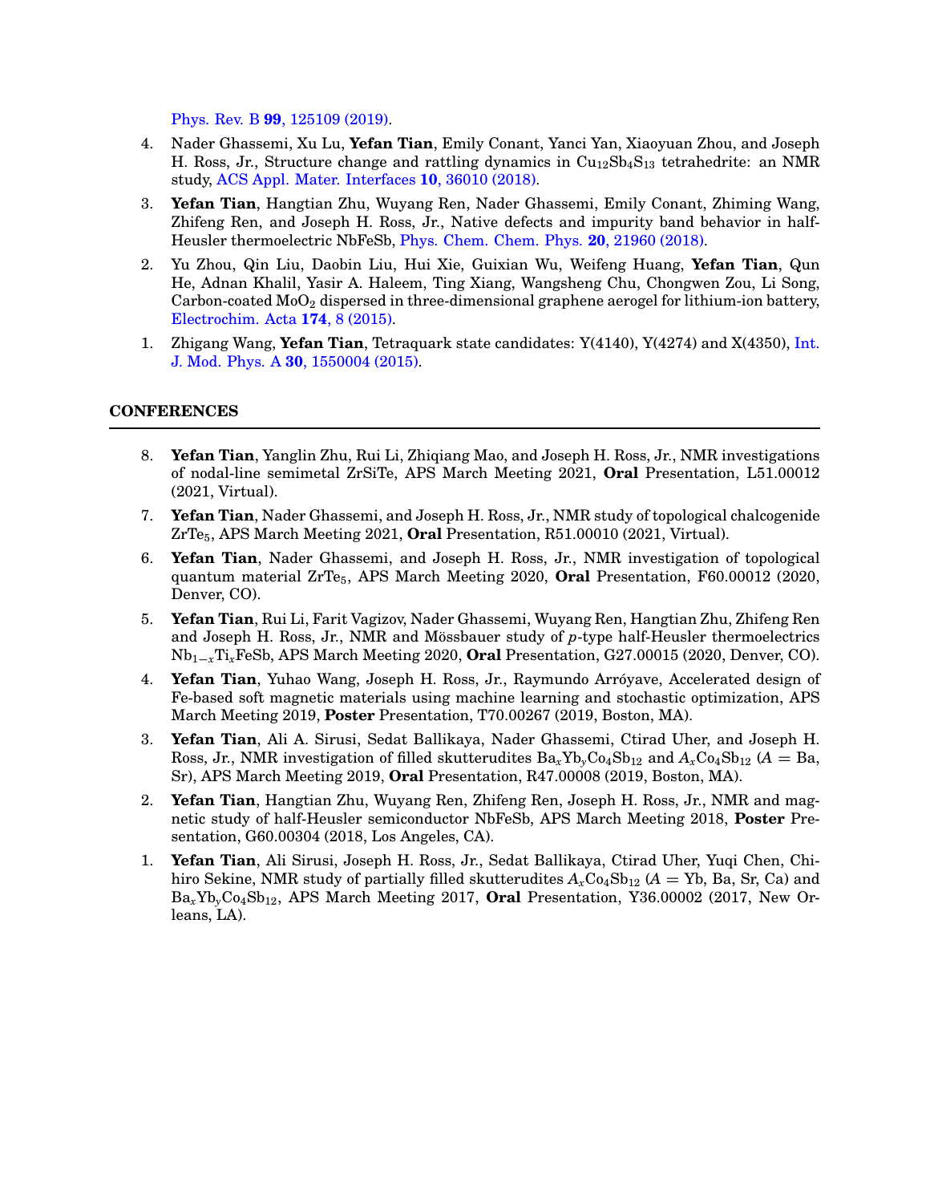Phys. Rev. B **99**, 125109 (2019).

4. Nader Ghassemi, Xu Lu, **Yefan Tian**, Emily Conant, Yanci Yan, Xiaoyuan Zhou, and Joseph H. Ross, Jr., Structure change and rattling dynamics in $Cu_{12}Sb_4S_{13}$ tetrahedrite: an NMR study, ACS Appl. Mater. Interfaces **10**, 36010 (2018).

3. **Yefan Tian**, Hangtian Zhu, Wuyang Ren, Nader Ghassemi, Emily Conant, Zhiming Wang, Zhifeng Ren, and Joseph H. Ross, Jr., Native defects and impurity band behavior in half-Heusler thermoelectric NbFeSb, Phys. Chem. Chem. Phys. **20**, 21960 (2018).

2. Yu Zhou, Qin Liu, Daobin Liu, Hui Xie, Guixian Wu, Weifeng Huang, **Yefan Tian**, Qun He, Adnan Khalil, Yasir A. Haleem, Ting Xiang, Wangsheng Chu, Chongwen Zou, Li Song, Carbon-coated $MoO_2$ dispersed in three-dimensional graphene aerogel for lithium-ion battery, Electrochim. Acta **174**, 8 (2015).

1. Zhigang Wang, **Yefan Tian**, Tetraquark state candidates: Y(4140), Y(4274) and X(4350), Int. J. Mod. Phys. A **30**, 1550004 (2015).

## CONFERENCES

8. **Yefan Tian**, Yanglin Zhu, Rui Li, Zhiqiang Mao, and Joseph H. Ross, Jr., NMR investigations of nodal-line semimetal ZrSiTe, APS March Meeting 2021, **Oral** Presentation, L51.00012 (2021, Virtual).

7. **Yefan Tian**, Nader Ghassemi, and Joseph H. Ross, Jr., NMR study of topological chalcogenide $ZrTe_5$, APS March Meeting 2021, **Oral** Presentation, R51.00010 (2021, Virtual).

6. **Yefan Tian**, Nader Ghassemi, and Joseph H. Ross, Jr., NMR investigation of topological quantum material $ZrTe_5$, APS March Meeting 2020, **Oral** Presentation, F60.00012 (2020, Denver, CO).

5. **Yefan Tian**, Rui Li, Farit Vagizov, Nader Ghassemi, Wuyang Ren, Hangtian Zhu, Zhifeng Ren and Joseph H. Ross, Jr., NMR and Mössbauer study of *p*-type half-Heusler thermoelectrics $Nb_{1-x}Ti_xFeSb$, APS March Meeting 2020, **Oral** Presentation, G27.00015 (2020, Denver, CO).

4. **Yefan Tian**, Yuhao Wang, Joseph H. Ross, Jr., Raymundo Arróyave, Accelerated design of Fe-based soft magnetic materials using machine learning and stochastic optimization, APS March Meeting 2019, **Poster** Presentation, T70.00267 (2019, Boston, MA).

3. **Yefan Tian**, Ali A. Sirusi, Sedat Ballikaya, Nader Ghassemi, Ctirad Uher, and Joseph H. Ross, Jr., NMR investigation of filled skutterudites $Ba_xYb_yCo_4Sb_{12}$ and $A_xCo_4Sb_{12}$ ($A$ = Ba, Sr), APS March Meeting 2019, **Oral** Presentation, R47.00008 (2019, Boston, MA).

2. **Yefan Tian**, Hangtian Zhu, Wuyang Ren, Zhifeng Ren, Joseph H. Ross, Jr., NMR and magnetic study of half-Heusler semiconductor NbFeSb, APS March Meeting 2018, **Poster** Presentation, G60.00304 (2018, Los Angeles, CA).

1. **Yefan Tian**, Ali Sirusi, Joseph H. Ross, Jr., Sedat Ballikaya, Ctirad Uher, Yuqi Chen, Chihiro Sekine, NMR study of partially filled skutterudites $A_xCo_4Sb_{12}$ ($A$ = Yb, Ba, Sr, Ca) and $Ba_xYb_yCo_4Sb_{12}$, APS March Meeting 2017, **Oral** Presentation, Y36.00002 (2017, New Orleans, LA).